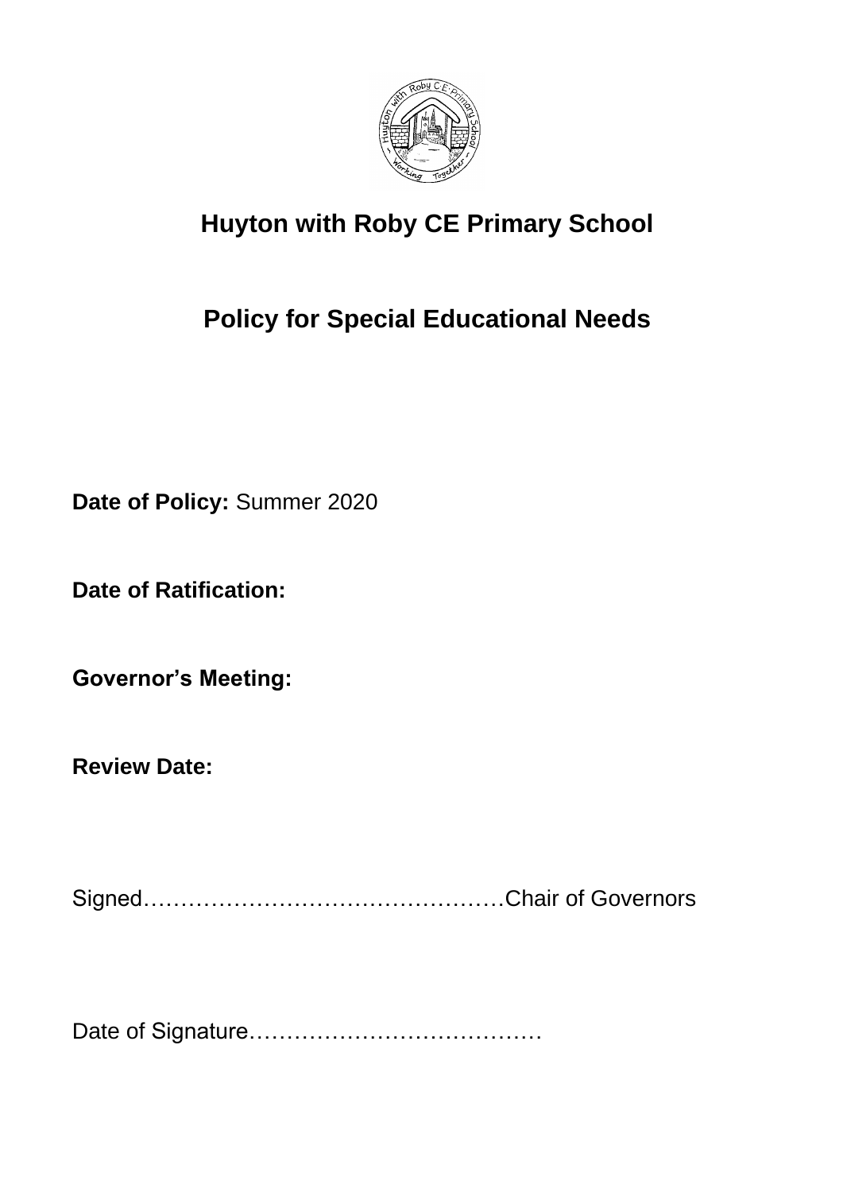# Huyton with Roby CE Primary School

## Policy for Special Educational Needs

**Date of Policy:** Summer 2020

**Date of Ratification:**

**Governor's Meeting:**

**Review Date:**

Signed…………………………………………Chair of Governors

Date of Signature…………………………………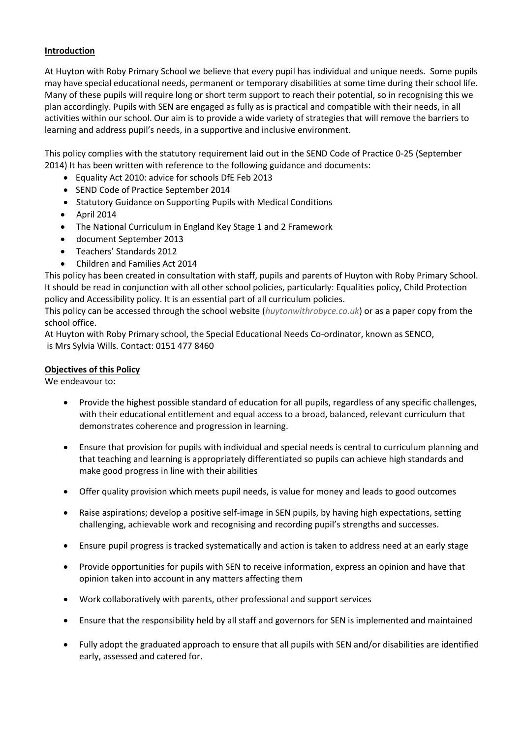**Introduction**

At Huyton with Roby Primary School we believe that every pupil has individual and unique needs. Some pupils may have special educational needs, permanent or temporary disabilities at some time during their school life. Many of these pupils will require long or short term support to reach their potential, so in recognising this we plan accordingly. Pupils with SEN are engaged as fully as is practical and compatible with their needs, in all activities within our school. Our aim is to provide a wide variety of strategies that will remove the barriers to learning and address pupil's needs, in a supportive and inclusive environment.

This policy complies with the statutory requirement laid out in the SEND Code of Practice 0-25 (September 2014) It has been written with reference to the following guidance and documents:

- Equality Act 2010: advice for schools DfE Feb 2013
- SEND Code of Practice September 2014
- Statutory Guidance on Supporting Pupils with Medical Conditions
- April 2014
- The National Curriculum in England Key Stage 1 and 2 Framework
- document September 2013
- Teachers' Standards 2012
- Children and Families Act 2014

This policy has been created in consultation with staff, pupils and parents of Huyton with Roby Primary School. It should be read in conjunction with all other school policies, particularly: Equalities policy, Child Protection policy and Accessibility policy. It is an essential part of all curriculum policies.

This policy can be accessed through the school website (*huytonwithrobyce.co.uk*) or as a paper copy from the school office.

At Huyton with Roby Primary school, the Special Educational Needs Co-ordinator, known as SENCO, is Mrs Sylvia Wills. Contact: 0151 477 8460

**Objectives of this Policy**

We endeavour to:

- Provide the highest possible standard of education for all pupils, regardless of any specific challenges, with their educational entitlement and equal access to a broad, balanced, relevant curriculum that demonstrates coherence and progression in learning.

- Ensure that provision for pupils with individual and special needs is central to curriculum planning and that teaching and learning is appropriately differentiated so pupils can achieve high standards and make good progress in line with their abilities

- Offer quality provision which meets pupil needs, is value for money and leads to good outcomes

- Raise aspirations; develop a positive self-image in SEN pupils, by having high expectations, setting challenging, achievable work and recognising and recording pupil's strengths and successes.

- Ensure pupil progress is tracked systematically and action is taken to address need at an early stage

- Provide opportunities for pupils with SEN to receive information, express an opinion and have that opinion taken into account in any matters affecting them

- Work collaboratively with parents, other professional and support services

- Ensure that the responsibility held by all staff and governors for SEN is implemented and maintained

- Fully adopt the graduated approach to ensure that all pupils with SEN and/or disabilities are identified early, assessed and catered for.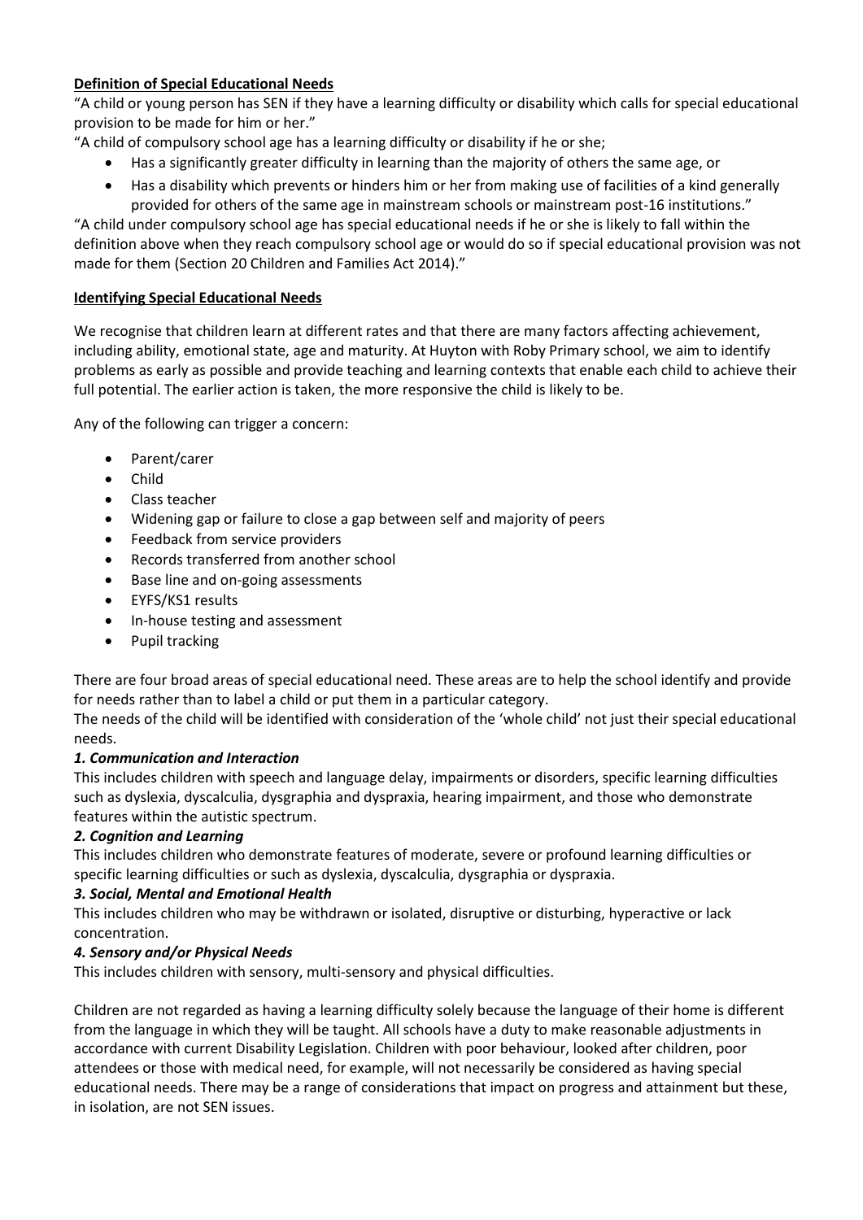**Definition of Special Educational Needs**

"A child or young person has SEN if they have a learning difficulty or disability which calls for special educational provision to be made for him or her."

"A child of compulsory school age has a learning difficulty or disability if he or she;

- Has a significantly greater difficulty in learning than the majority of others the same age, or
- Has a disability which prevents or hinders him or her from making use of facilities of a kind generally provided for others of the same age in mainstream schools or mainstream post-16 institutions."

"A child under compulsory school age has special educational needs if he or she is likely to fall within the definition above when they reach compulsory school age or would do so if special educational provision was not made for them (Section 20 Children and Families Act 2014)."

**Identifying Special Educational Needs**

We recognise that children learn at different rates and that there are many factors affecting achievement, including ability, emotional state, age and maturity. At Huyton with Roby Primary school, we aim to identify problems as early as possible and provide teaching and learning contexts that enable each child to achieve their full potential. The earlier action is taken, the more responsive the child is likely to be.

Any of the following can trigger a concern:

- Parent/carer
- Child
- Class teacher
- Widening gap or failure to close a gap between self and majority of peers
- Feedback from service providers
- Records transferred from another school
- Base line and on-going assessments
- EYFS/KS1 results
- In-house testing and assessment
- Pupil tracking

There are four broad areas of special educational need. These areas are to help the school identify and provide for needs rather than to label a child or put them in a particular category.

The needs of the child will be identified with consideration of the 'whole child' not just their special educational needs.

***1. Communication and Interaction***

This includes children with speech and language delay, impairments or disorders, specific learning difficulties such as dyslexia, dyscalculia, dysgraphia and dyspraxia, hearing impairment, and those who demonstrate features within the autistic spectrum.

***2. Cognition and Learning***

This includes children who demonstrate features of moderate, severe or profound learning difficulties or specific learning difficulties or such as dyslexia, dyscalculia, dysgraphia or dyspraxia.

***3. Social, Mental and Emotional Health***

This includes children who may be withdrawn or isolated, disruptive or disturbing, hyperactive or lack concentration.

***4. Sensory and/or Physical Needs***

This includes children with sensory, multi-sensory and physical difficulties.

Children are not regarded as having a learning difficulty solely because the language of their home is different from the language in which they will be taught. All schools have a duty to make reasonable adjustments in accordance with current Disability Legislation. Children with poor behaviour, looked after children, poor attendees or those with medical need, for example, will not necessarily be considered as having special educational needs. There may be a range of considerations that impact on progress and attainment but these, in isolation, are not SEN issues.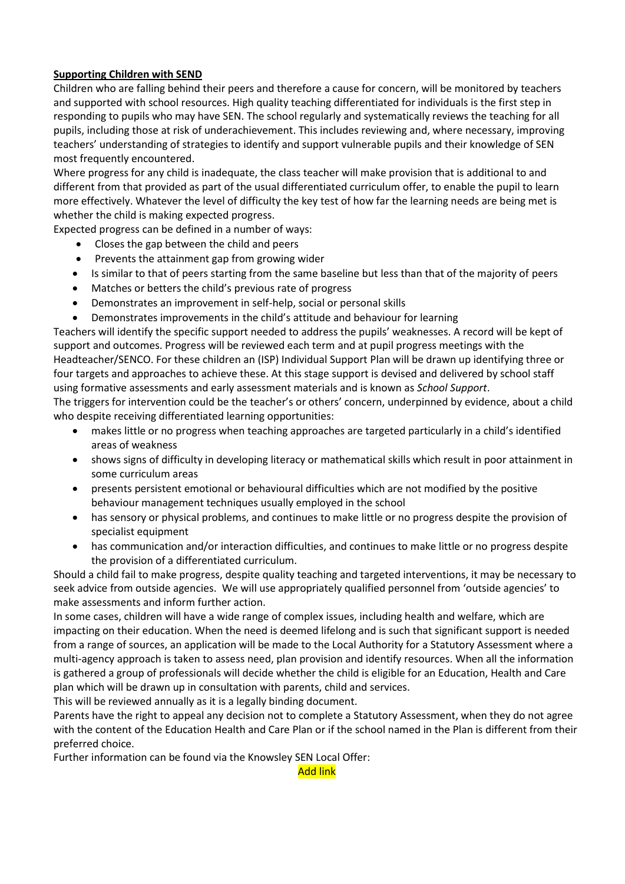**Supporting Children with SEND**

Children who are falling behind their peers and therefore a cause for concern, will be monitored by teachers and supported with school resources. High quality teaching differentiated for individuals is the first step in responding to pupils who may have SEN. The school regularly and systematically reviews the teaching for all pupils, including those at risk of underachievement. This includes reviewing and, where necessary, improving teachers' understanding of strategies to identify and support vulnerable pupils and their knowledge of SEN most frequently encountered.

Where progress for any child is inadequate, the class teacher will make provision that is additional to and different from that provided as part of the usual differentiated curriculum offer, to enable the pupil to learn more effectively. Whatever the level of difficulty the key test of how far the learning needs are being met is whether the child is making expected progress.

Expected progress can be defined in a number of ways:

- Closes the gap between the child and peers
- Prevents the attainment gap from growing wider
- Is similar to that of peers starting from the same baseline but less than that of the majority of peers
- Matches or betters the child's previous rate of progress
- Demonstrates an improvement in self-help, social or personal skills
- Demonstrates improvements in the child's attitude and behaviour for learning

Teachers will identify the specific support needed to address the pupils' weaknesses. A record will be kept of support and outcomes. Progress will be reviewed each term and at pupil progress meetings with the Headteacher/SENCO. For these children an (ISP) Individual Support Plan will be drawn up identifying three or four targets and approaches to achieve these. At this stage support is devised and delivered by school staff using formative assessments and early assessment materials and is known as *School Support*.

The triggers for intervention could be the teacher's or others' concern, underpinned by evidence, about a child who despite receiving differentiated learning opportunities:

- makes little or no progress when teaching approaches are targeted particularly in a child's identified areas of weakness
- shows signs of difficulty in developing literacy or mathematical skills which result in poor attainment in some curriculum areas
- presents persistent emotional or behavioural difficulties which are not modified by the positive behaviour management techniques usually employed in the school
- has sensory or physical problems, and continues to make little or no progress despite the provision of specialist equipment
- has communication and/or interaction difficulties, and continues to make little or no progress despite the provision of a differentiated curriculum.

Should a child fail to make progress, despite quality teaching and targeted interventions, it may be necessary to seek advice from outside agencies. We will use appropriately qualified personnel from 'outside agencies' to make assessments and inform further action.

In some cases, children will have a wide range of complex issues, including health and welfare, which are impacting on their education. When the need is deemed lifelong and is such that significant support is needed from a range of sources, an application will be made to the Local Authority for a Statutory Assessment where a multi-agency approach is taken to assess need, plan provision and identify resources. When all the information is gathered a group of professionals will decide whether the child is eligible for an Education, Health and Care plan which will be drawn up in consultation with parents, child and services.

This will be reviewed annually as it is a legally binding document.

Parents have the right to appeal any decision not to complete a Statutory Assessment, when they do not agree with the content of the Education Health and Care Plan or if the school named in the Plan is different from their preferred choice.

Further information can be found via the Knowsley SEN Local Offer:

Add link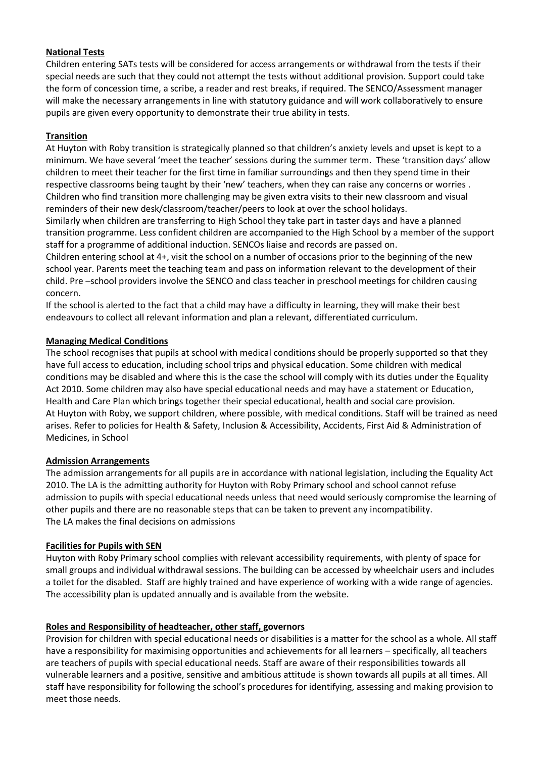**National Tests**

Children entering SATs tests will be considered for access arrangements or withdrawal from the tests if their special needs are such that they could not attempt the tests without additional provision. Support could take the form of concession time, a scribe, a reader and rest breaks, if required. The SENCO/Assessment manager will make the necessary arrangements in line with statutory guidance and will work collaboratively to ensure pupils are given every opportunity to demonstrate their true ability in tests.

**Transition**

At Huyton with Roby transition is strategically planned so that children's anxiety levels and upset is kept to a minimum. We have several 'meet the teacher' sessions during the summer term. These 'transition days' allow children to meet their teacher for the first time in familiar surroundings and then they spend time in their respective classrooms being taught by their 'new' teachers, when they can raise any concerns or worries . Children who find transition more challenging may be given extra visits to their new classroom and visual reminders of their new desk/classroom/teacher/peers to look at over the school holidays.

Similarly when children are transferring to High School they take part in taster days and have a planned transition programme. Less confident children are accompanied to the High School by a member of the support staff for a programme of additional induction. SENCOs liaise and records are passed on.

Children entering school at 4+, visit the school on a number of occasions prior to the beginning of the new school year. Parents meet the teaching team and pass on information relevant to the development of their child. Pre –school providers involve the SENCO and class teacher in preschool meetings for children causing concern.

If the school is alerted to the fact that a child may have a difficulty in learning, they will make their best endeavours to collect all relevant information and plan a relevant, differentiated curriculum.

**Managing Medical Conditions**

The school recognises that pupils at school with medical conditions should be properly supported so that they have full access to education, including school trips and physical education. Some children with medical conditions may be disabled and where this is the case the school will comply with its duties under the Equality Act 2010. Some children may also have special educational needs and may have a statement or Education, Health and Care Plan which brings together their special educational, health and social care provision.

At Huyton with Roby, we support children, where possible, with medical conditions. Staff will be trained as need arises. Refer to policies for Health & Safety, Inclusion & Accessibility, Accidents, First Aid & Administration of Medicines, in School

**Admission Arrangements**

The admission arrangements for all pupils are in accordance with national legislation, including the Equality Act 2010. The LA is the admitting authority for Huyton with Roby Primary school and school cannot refuse admission to pupils with special educational needs unless that need would seriously compromise the learning of other pupils and there are no reasonable steps that can be taken to prevent any incompatibility.

The LA makes the final decisions on admissions

**Facilities for Pupils with SEN**

Huyton with Roby Primary school complies with relevant accessibility requirements, with plenty of space for small groups and individual withdrawal sessions. The building can be accessed by wheelchair users and includes a toilet for the disabled. Staff are highly trained and have experience of working with a wide range of agencies. The accessibility plan is updated annually and is available from the website.

**Roles and Responsibility of headteacher, other staff, governors**

Provision for children with special educational needs or disabilities is a matter for the school as a whole. All staff have a responsibility for maximising opportunities and achievements for all learners – specifically, all teachers are teachers of pupils with special educational needs. Staff are aware of their responsibilities towards all vulnerable learners and a positive, sensitive and ambitious attitude is shown towards all pupils at all times. All staff have responsibility for following the school's procedures for identifying, assessing and making provision to meet those needs.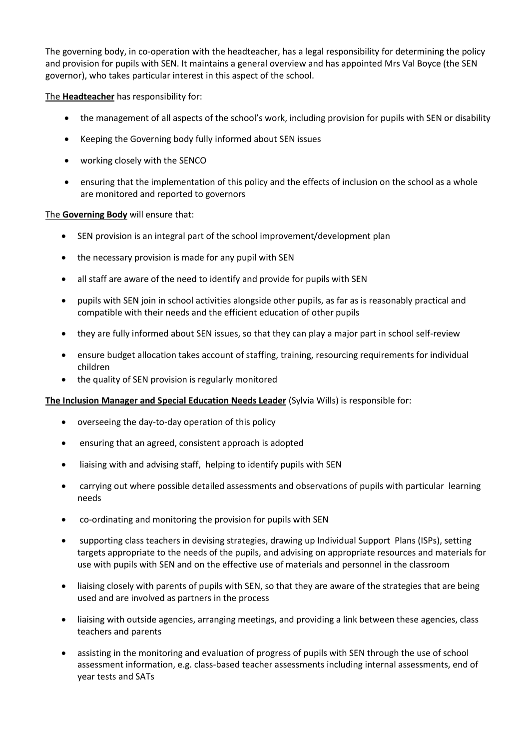The governing body, in co-operation with the headteacher, has a legal responsibility for determining the policy and provision for pupils with SEN. It maintains a general overview and has appointed Mrs Val Boyce (the SEN governor), who takes particular interest in this aspect of the school.

The **Headteacher** has responsibility for:

- the management of all aspects of the school's work, including provision for pupils with SEN or disability
- Keeping the Governing body fully informed about SEN issues
- working closely with the SENCO
- ensuring that the implementation of this policy and the effects of inclusion on the school as a whole are monitored and reported to governors

The **Governing Body** will ensure that:

- SEN provision is an integral part of the school improvement/development plan
- the necessary provision is made for any pupil with SEN
- all staff are aware of the need to identify and provide for pupils with SEN
- pupils with SEN join in school activities alongside other pupils, as far as is reasonably practical and compatible with their needs and the efficient education of other pupils
- they are fully informed about SEN issues, so that they can play a major part in school self-review
- ensure budget allocation takes account of staffing, training, resourcing requirements for individual children
- the quality of SEN provision is regularly monitored

**The Inclusion Manager and Special Education Needs Leader** (Sylvia Wills) is responsible for:

- overseeing the day-to-day operation of this policy
- ensuring that an agreed, consistent approach is adopted
- liaising with and advising staff, helping to identify pupils with SEN
- carrying out where possible detailed assessments and observations of pupils with particular learning needs
- co-ordinating and monitoring the provision for pupils with SEN
- supporting class teachers in devising strategies, drawing up Individual Support Plans (ISPs), setting targets appropriate to the needs of the pupils, and advising on appropriate resources and materials for use with pupils with SEN and on the effective use of materials and personnel in the classroom
- liaising closely with parents of pupils with SEN, so that they are aware of the strategies that are being used and are involved as partners in the process
- liaising with outside agencies, arranging meetings, and providing a link between these agencies, class teachers and parents
- assisting in the monitoring and evaluation of progress of pupils with SEN through the use of school assessment information, e.g. class-based teacher assessments including internal assessments, end of year tests and SATs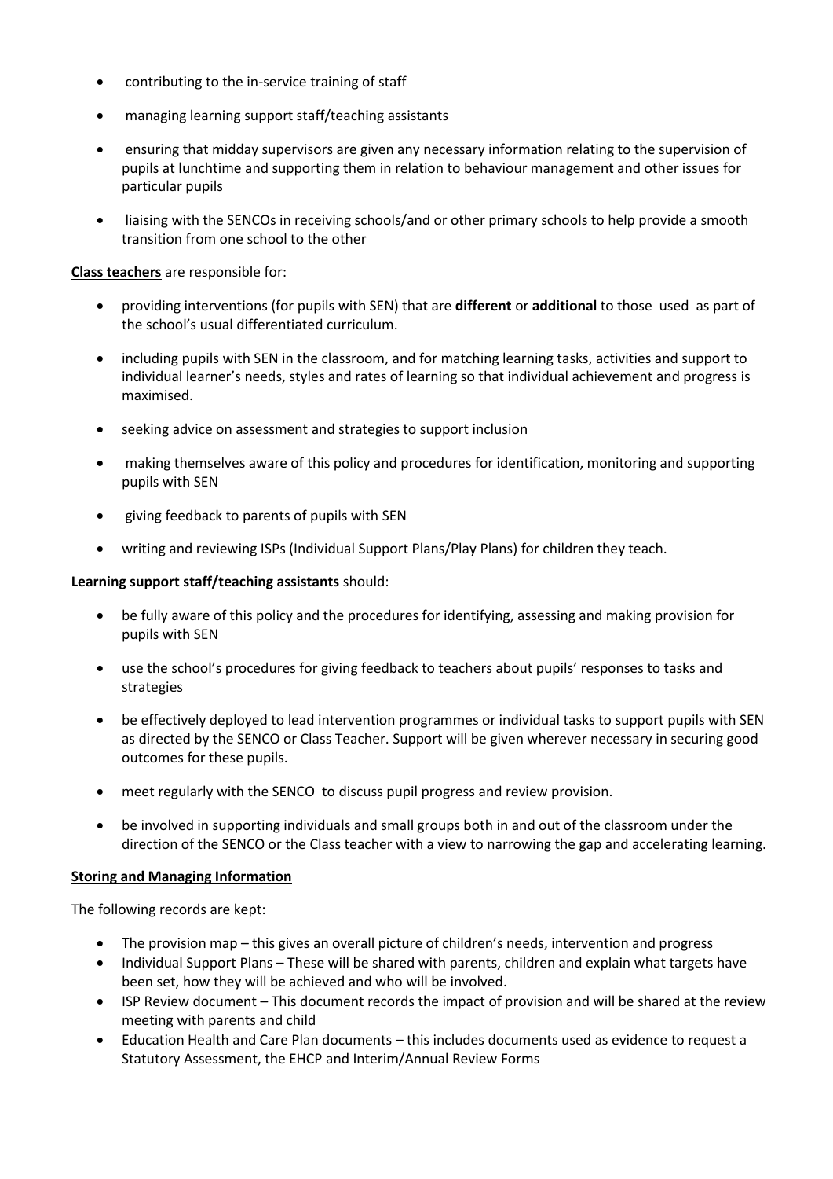- contributing to the in-service training of staff
- managing learning support staff/teaching assistants
- ensuring that midday supervisors are given any necessary information relating to the supervision of pupils at lunchtime and supporting them in relation to behaviour management and other issues for particular pupils
- liaising with the SENCOs in receiving schools/and or other primary schools to help provide a smooth transition from one school to the other

**Class teachers** are responsible for:

- providing interventions (for pupils with SEN) that are **different** or **additional** to those used as part of the school's usual differentiated curriculum.
- including pupils with SEN in the classroom, and for matching learning tasks, activities and support to individual learner's needs, styles and rates of learning so that individual achievement and progress is maximised.
- seeking advice on assessment and strategies to support inclusion
- making themselves aware of this policy and procedures for identification, monitoring and supporting pupils with SEN
- giving feedback to parents of pupils with SEN
- writing and reviewing ISPs (Individual Support Plans/Play Plans) for children they teach.

**Learning support staff/teaching assistants** should:

- be fully aware of this policy and the procedures for identifying, assessing and making provision for pupils with SEN
- use the school's procedures for giving feedback to teachers about pupils' responses to tasks and strategies
- be effectively deployed to lead intervention programmes or individual tasks to support pupils with SEN as directed by the SENCO or Class Teacher. Support will be given wherever necessary in securing good outcomes for these pupils.
- meet regularly with the SENCO to discuss pupil progress and review provision.
- be involved in supporting individuals and small groups both in and out of the classroom under the direction of the SENCO or the Class teacher with a view to narrowing the gap and accelerating learning.

**Storing and Managing Information**

The following records are kept:

- The provision map – this gives an overall picture of children's needs, intervention and progress
- Individual Support Plans – These will be shared with parents, children and explain what targets have been set, how they will be achieved and who will be involved.
- ISP Review document – This document records the impact of provision and will be shared at the review meeting with parents and child
- Education Health and Care Plan documents – this includes documents used as evidence to request a Statutory Assessment, the EHCP and Interim/Annual Review Forms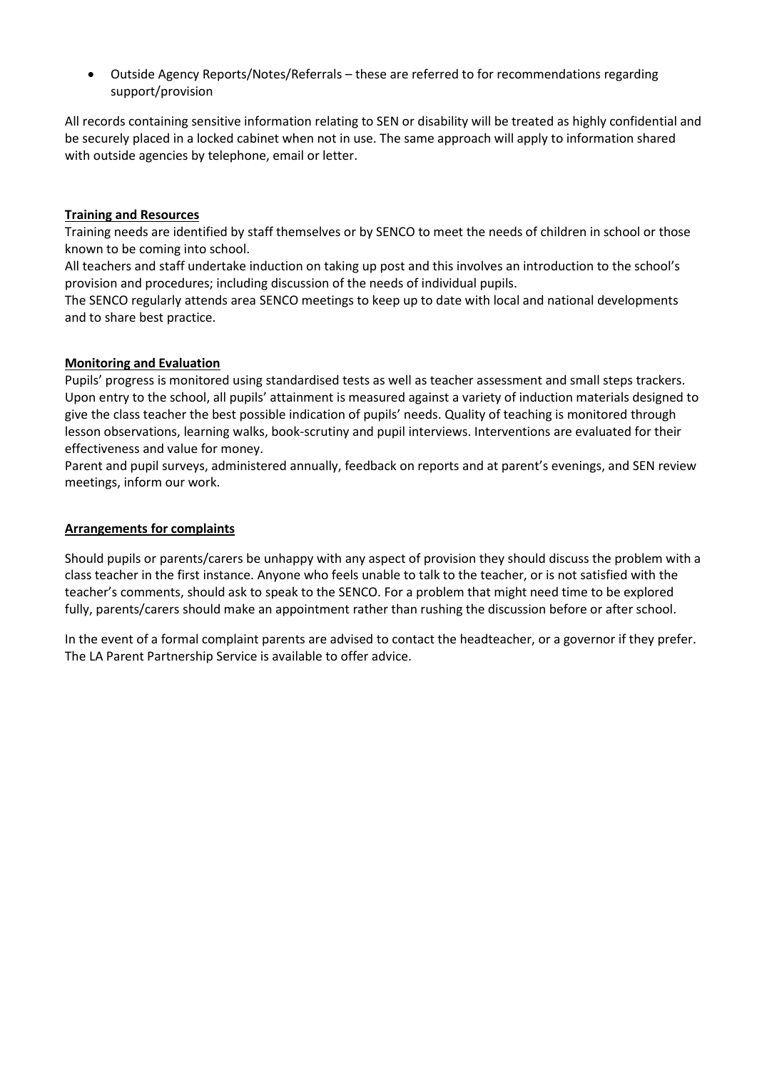- Outside Agency Reports/Notes/Referrals – these are referred to for recommendations regarding support/provision

All records containing sensitive information relating to SEN or disability will be treated as highly confidential and be securely placed in a locked cabinet when not in use. The same approach will apply to information shared with outside agencies by telephone, email or letter.

**Training and Resources**

Training needs are identified by staff themselves or by SENCO to meet the needs of children in school or those known to be coming into school.

All teachers and staff undertake induction on taking up post and this involves an introduction to the school's provision and procedures; including discussion of the needs of individual pupils.

The SENCO regularly attends area SENCO meetings to keep up to date with local and national developments and to share best practice.

**Monitoring and Evaluation**

Pupils' progress is monitored using standardised tests as well as teacher assessment and small steps trackers. Upon entry to the school, all pupils' attainment is measured against a variety of induction materials designed to give the class teacher the best possible indication of pupils' needs. Quality of teaching is monitored through lesson observations, learning walks, book-scrutiny and pupil interviews. Interventions are evaluated for their effectiveness and value for money.

Parent and pupil surveys, administered annually, feedback on reports and at parent's evenings, and SEN review meetings, inform our work.

**Arrangements for complaints**

Should pupils or parents/carers be unhappy with any aspect of provision they should discuss the problem with a class teacher in the first instance. Anyone who feels unable to talk to the teacher, or is not satisfied with the teacher's comments, should ask to speak to the SENCO. For a problem that might need time to be explored fully, parents/carers should make an appointment rather than rushing the discussion before or after school.

In the event of a formal complaint parents are advised to contact the headteacher, or a governor if they prefer. The LA Parent Partnership Service is available to offer advice.